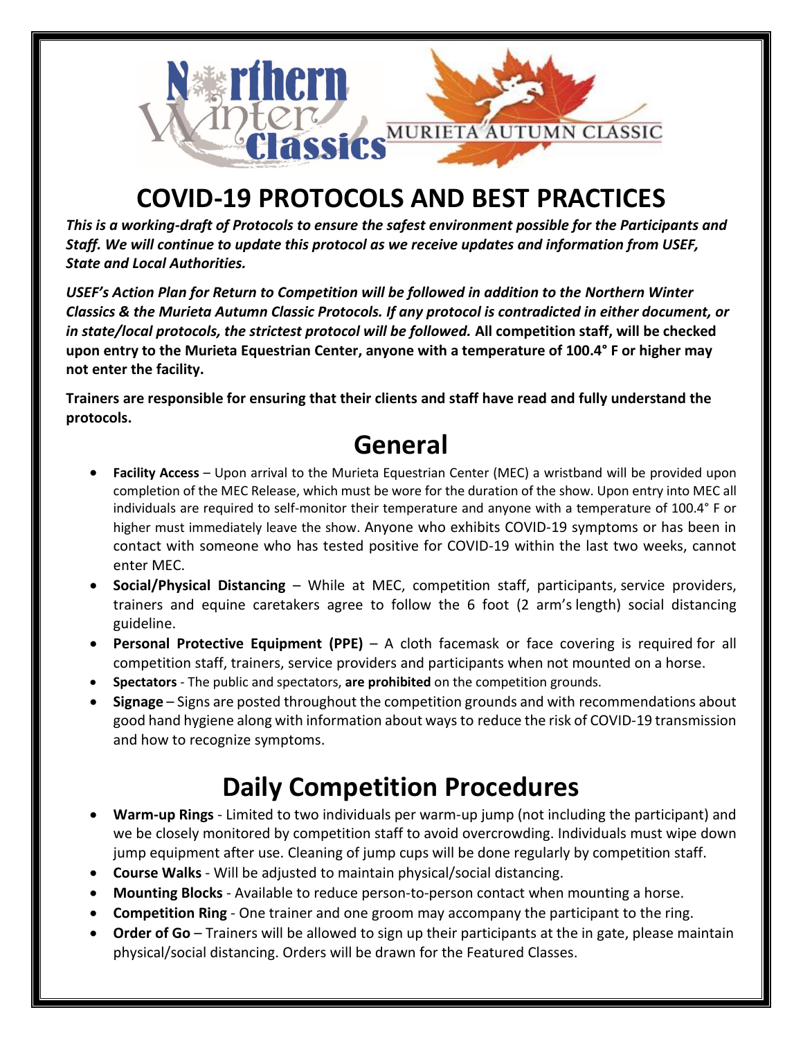Northern Winter Classics MURIETA AUTUMN CLASSIC

# COVID-19 PROTOCOLS AND BEST PRACTICES

***This is a working-draft of Protocols to ensure the safest environment possible for the Participants and Staff. We will continue to update this protocol as we receive updates and information from USEF, State and Local Authorities.***

***USEF's Action Plan for Return to Competition will be followed in addition to the Northern Winter Classics & the Murieta Autumn Classic Protocols. If any protocol is contradicted in either document, or in state/local protocols, the strictest protocol will be followed.*** **All competition staff, will be checked upon entry to the Murieta Equestrian Center, anyone with a temperature of 100.4° F or higher may not enter the facility.**

**Trainers are responsible for ensuring that their clients and staff have read and fully understand the protocols.**

## General

- **Facility Access** – Upon arrival to the Murieta Equestrian Center (MEC) a wristband will be provided upon completion of the MEC Release, which must be wore for the duration of the show. Upon entry into MEC all individuals are required to self-monitor their temperature and anyone with a temperature of 100.4° F or higher must immediately leave the show. Anyone who exhibits COVID-19 symptoms or has been in contact with someone who has tested positive for COVID-19 within the last two weeks, cannot enter MEC.
- **Social/Physical Distancing** – While at MEC, competition staff, participants, service providers, trainers and equine caretakers agree to follow the 6 foot (2 arm's length) social distancing guideline.
- **Personal Protective Equipment (PPE)** – A cloth facemask or face covering is required for all competition staff, trainers, service providers and participants when not mounted on a horse.
- **Spectators** - The public and spectators, **are prohibited** on the competition grounds.
- **Signage** – Signs are posted throughout the competition grounds and with recommendations about good hand hygiene along with information about ways to reduce the risk of COVID-19 transmission and how to recognize symptoms.

## Daily Competition Procedures

- **Warm-up Rings** - Limited to two individuals per warm-up jump (not including the participant) and we be closely monitored by competition staff to avoid overcrowding. Individuals must wipe down jump equipment after use. Cleaning of jump cups will be done regularly by competition staff.
- **Course Walks** - Will be adjusted to maintain physical/social distancing.
- **Mounting Blocks** - Available to reduce person-to-person contact when mounting a horse.
- **Competition Ring** - One trainer and one groom may accompany the participant to the ring.
- **Order of Go** – Trainers will be allowed to sign up their participants at the in gate, please maintain physical/social distancing. Orders will be drawn for the Featured Classes.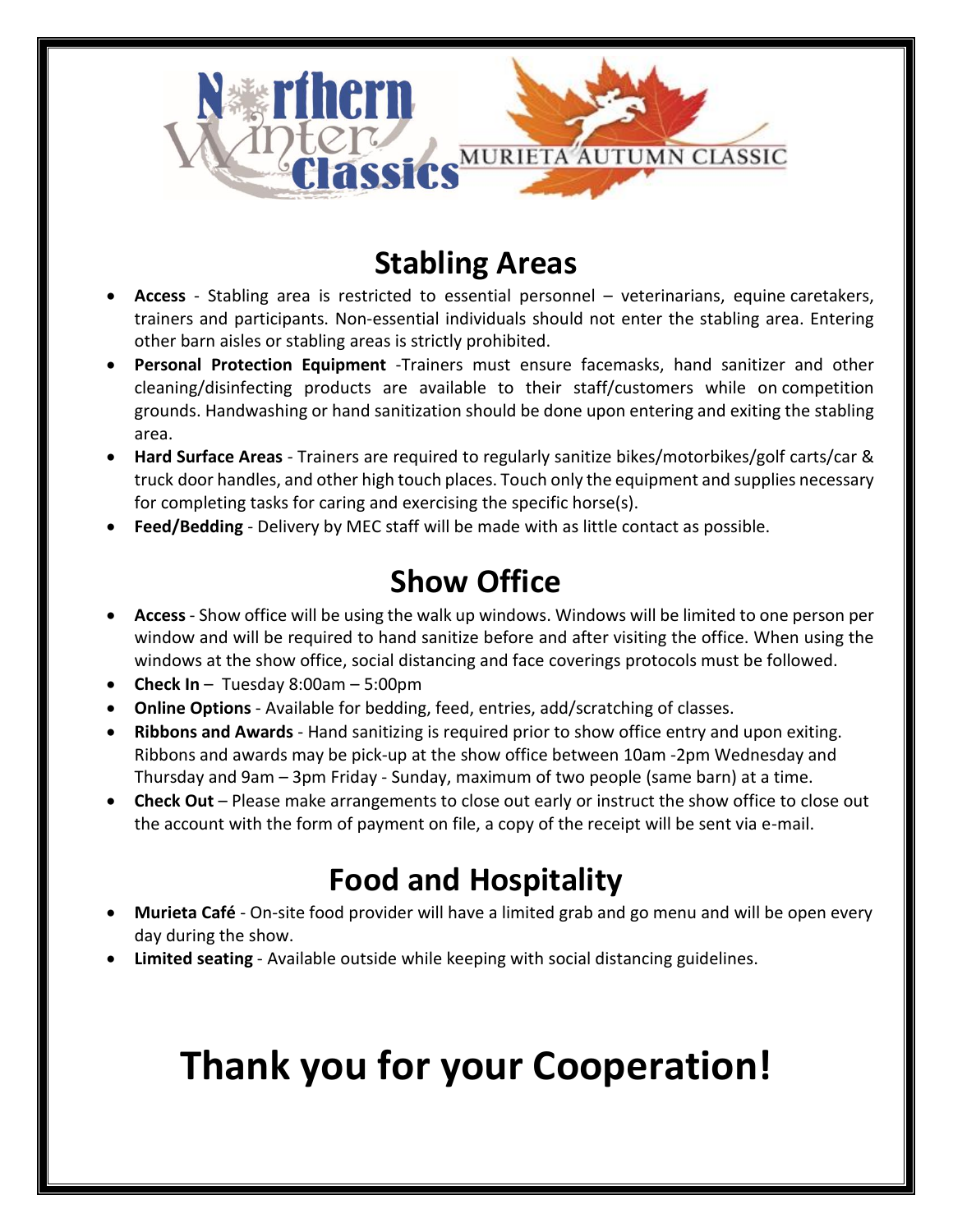## Stabling Areas

- **Access** - Stabling area is restricted to essential personnel – veterinarians, equine caretakers, trainers and participants. Non-essential individuals should not enter the stabling area. Entering other barn aisles or stabling areas is strictly prohibited.
- **Personal Protection Equipment** -Trainers must ensure facemasks, hand sanitizer and other cleaning/disinfecting products are available to their staff/customers while on competition grounds. Handwashing or hand sanitization should be done upon entering and exiting the stabling area.
- **Hard Surface Areas** - Trainers are required to regularly sanitize bikes/motorbikes/golf carts/car & truck door handles, and other high touch places. Touch only the equipment and supplies necessary for completing tasks for caring and exercising the specific horse(s).
- **Feed/Bedding** - Delivery by MEC staff will be made with as little contact as possible.

## Show Office

- **Access** - Show office will be using the walk up windows. Windows will be limited to one person per window and will be required to hand sanitize before and after visiting the office. When using the windows at the show office, social distancing and face coverings protocols must be followed.
- **Check In** – Tuesday 8:00am – 5:00pm
- **Online Options** - Available for bedding, feed, entries, add/scratching of classes.
- **Ribbons and Awards** - Hand sanitizing is required prior to show office entry and upon exiting. Ribbons and awards may be pick-up at the show office between 10am -2pm Wednesday and Thursday and 9am – 3pm Friday - Sunday, maximum of two people (same barn) at a time.
- **Check Out** – Please make arrangements to close out early or instruct the show office to close out the account with the form of payment on file, a copy of the receipt will be sent via e-mail.

## Food and Hospitality

- **Murieta Café** - On-site food provider will have a limited grab and go menu and will be open every day during the show.
- **Limited seating** - Available outside while keeping with social distancing guidelines.

# Thank you for your Cooperation!